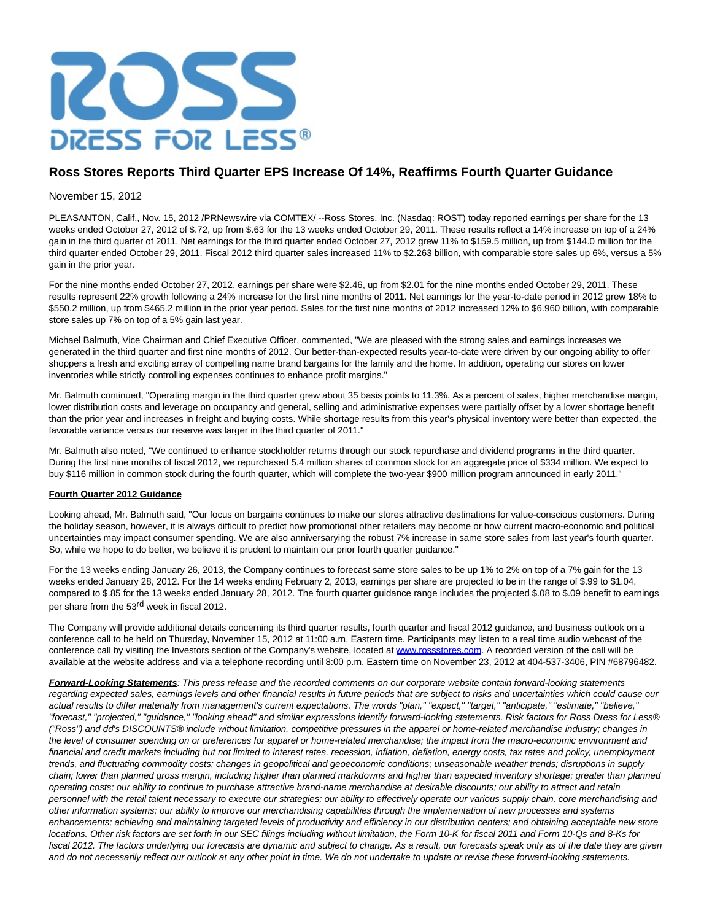# Ross Stores Reports Third Quarter EPS Increase Of 14%, Reaffirms Fourth Quarter Guidance

November 15, 2012

PLEASANTON, Calif., Nov. 15, 2012 /PRNewswire via COMTEX/ --Ross Stores, Inc. (Nasdaq: ROST) today reported earnings per share for the 13 weeks ended October 27, 2012 of $.72, up from $.63 for the 13 weeks ended October 29, 2011. These results reflect a 14% increase on top of a 24% gain in the third quarter of 2011. Net earnings for the third quarter ended October 27, 2012 grew 11% to $159.5 million, up from $144.0 million for the third quarter ended October 29, 2011. Fiscal 2012 third quarter sales increased 11% to $2.263 billion, with comparable store sales up 6%, versus a 5% gain in the prior year.

For the nine months ended October 27, 2012, earnings per share were $2.46, up from $2.01 for the nine months ended October 29, 2011. These results represent 22% growth following a 24% increase for the first nine months of 2011. Net earnings for the year-to-date period in 2012 grew 18% to $550.2 million, up from $465.2 million in the prior year period. Sales for the first nine months of 2012 increased 12% to $6.960 billion, with comparable store sales up 7% on top of a 5% gain last year.

Michael Balmuth, Vice Chairman and Chief Executive Officer, commented, "We are pleased with the strong sales and earnings increases we generated in the third quarter and first nine months of 2012. Our better-than-expected results year-to-date were driven by our ongoing ability to offer shoppers a fresh and exciting array of compelling name brand bargains for the family and the home. In addition, operating our stores on lower inventories while strictly controlling expenses continues to enhance profit margins."

Mr. Balmuth continued, "Operating margin in the third quarter grew about 35 basis points to 11.3%. As a percent of sales, higher merchandise margin, lower distribution costs and leverage on occupancy and general, selling and administrative expenses were partially offset by a lower shortage benefit than the prior year and increases in freight and buying costs. While shortage results from this year's physical inventory were better than expected, the favorable variance versus our reserve was larger in the third quarter of 2011."

Mr. Balmuth also noted, "We continued to enhance stockholder returns through our stock repurchase and dividend programs in the third quarter. During the first nine months of fiscal 2012, we repurchased 5.4 million shares of common stock for an aggregate price of $334 million. We expect to buy $116 million in common stock during the fourth quarter, which will complete the two-year $900 million program announced in early 2011."

**Fourth Quarter 2012 Guidance**

Looking ahead, Mr. Balmuth said, "Our focus on bargains continues to make our stores attractive destinations for value-conscious customers. During the holiday season, however, it is always difficult to predict how promotional other retailers may become or how current macro-economic and political uncertainties may impact consumer spending. We are also anniversarying the robust 7% increase in same store sales from last year's fourth quarter. So, while we hope to do better, we believe it is prudent to maintain our prior fourth quarter guidance."

For the 13 weeks ending January 26, 2013, the Company continues to forecast same store sales to be up 1% to 2% on top of a 7% gain for the 13 weeks ended January 28, 2012. For the 14 weeks ending February 2, 2013, earnings per share are projected to be in the range of $.99 to $1.04, compared to $.85 for the 13 weeks ended January 28, 2012. The fourth quarter guidance range includes the projected $.08 to $.09 benefit to earnings per share from the 53rd week in fiscal 2012.

The Company will provide additional details concerning its third quarter results, fourth quarter and fiscal 2012 guidance, and business outlook on a conference call to be held on Thursday, November 15, 2012 at 11:00 a.m. Eastern time. Participants may listen to a real time audio webcast of the conference call by visiting the Investors section of the Company's website, located at www.rossstores.com. A recorded version of the call will be available at the website address and via a telephone recording until 8:00 p.m. Eastern time on November 23, 2012 at 404-537-3406, PIN #68796482.

***Forward-Looking Statements***: *This press release and the recorded comments on our corporate website contain forward-looking statements regarding expected sales, earnings levels and other financial results in future periods that are subject to risks and uncertainties which could cause our actual results to differ materially from management's current expectations. The words "plan," "expect," "target," "anticipate," "estimate," "believe," "forecast," "projected," "guidance," "looking ahead" and similar expressions identify forward-looking statements. Risk factors for Ross Dress for Less® ("Ross") and dd's DISCOUNTS® include without limitation, competitive pressures in the apparel or home-related merchandise industry; changes in the level of consumer spending on or preferences for apparel or home-related merchandise; the impact from the macro-economic environment and financial and credit markets including but not limited to interest rates, recession, inflation, deflation, energy costs, tax rates and policy, unemployment trends, and fluctuating commodity costs; changes in geopolitical and geoeconomic conditions; unseasonable weather trends; disruptions in supply chain; lower than planned gross margin, including higher than planned markdowns and higher than expected inventory shortage; greater than planned operating costs; our ability to continue to purchase attractive brand-name merchandise at desirable discounts; our ability to attract and retain personnel with the retail talent necessary to execute our strategies; our ability to effectively operate our various supply chain, core merchandising and other information systems; our ability to improve our merchandising capabilities through the implementation of new processes and systems enhancements; achieving and maintaining targeted levels of productivity and efficiency in our distribution centers; and obtaining acceptable new store locations. Other risk factors are set forth in our SEC filings including without limitation, the Form 10-K for fiscal 2011 and Form 10-Qs and 8-Ks for fiscal 2012. The factors underlying our forecasts are dynamic and subject to change. As a result, our forecasts speak only as of the date they are given and do not necessarily reflect our outlook at any other point in time. We do not undertake to update or revise these forward-looking statements.*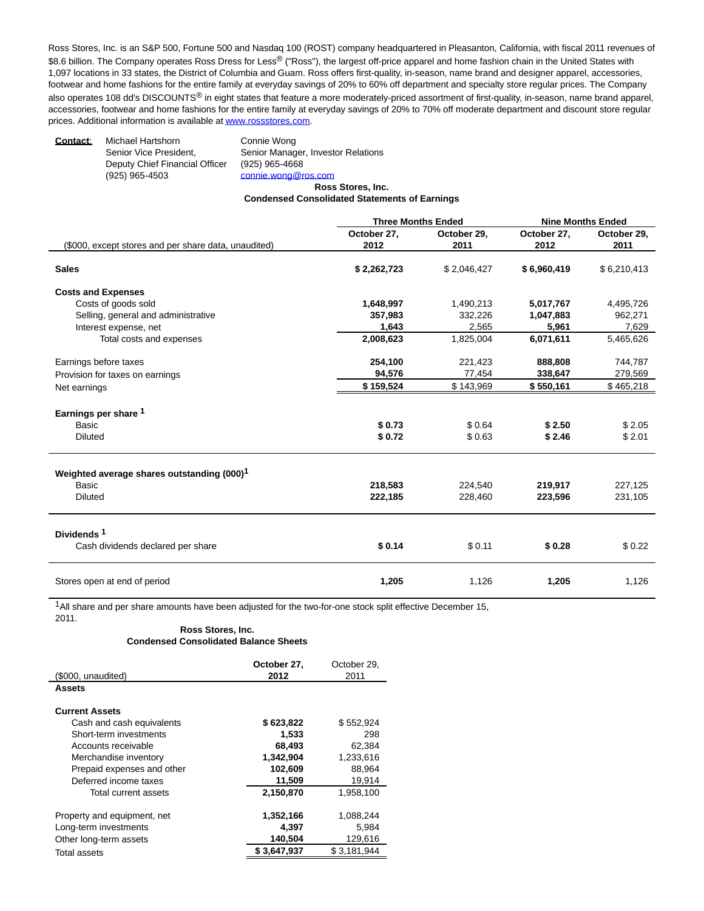Ross Stores, Inc. is an S&P 500, Fortune 500 and Nasdaq 100 (ROST) company headquartered in Pleasanton, California, with fiscal 2011 revenues of $8.6 billion. The Company operates Ross Dress for Less® ("Ross"), the largest off-price apparel and home fashion chain in the United States with 1,097 locations in 33 states, the District of Columbia and Guam. Ross offers first-quality, in-season, name brand and designer apparel, accessories, footwear and home fashions for the entire family at everyday savings of 20% to 60% off department and specialty store regular prices. The Company also operates 108 dd's DISCOUNTS® in eight states that feature a more moderately-priced assortment of first-quality, in-season, name brand apparel, accessories, footwear and home fashions for the entire family at everyday savings of 20% to 70% off moderate department and discount store regular prices. Additional information is available at www.rossstores.com.

**Contact**: Michael Hartshorn
Senior Vice President,
Deputy Chief Financial Officer
(925) 965-4503

Connie Wong
Senior Manager, Investor Relations
(925) 965-4668
connie.wong@ros.com

**Ross Stores, Inc.**
**Condensed Consolidated Statements of Earnings**

| | Three Months Ended | | Nine Months Ended | |
|---|---|---|---|---|
| ($000, except stores and per share data, unaudited) | **October 27, 2012** | **October 29, 2011** | **October 27, 2012** | **October 29, 2011** |
| **Sales** | **$ 2,262,723** | $ 2,046,427 | **$ 6,960,419** | $ 6,210,413 |
| **Costs and Expenses** | | | | |
| Costs of goods sold | **1,648,997** | 1,490,213 | **5,017,767** | 4,495,726 |
| Selling, general and administrative | **357,983** | 332,226 | **1,047,883** | 962,271 |
| Interest expense, net | **1,643** | 2,565 | **5,961** | 7,629 |
| Total costs and expenses | **2,008,623** | 1,825,004 | **6,071,611** | 5,465,626 |
| Earnings before taxes | **254,100** | 221,423 | **888,808** | 744,787 |
| Provision for taxes on earnings | **94,576** | 77,454 | **338,647** | 279,569 |
| Net earnings | **$ 159,524** | $ 143,969 | **$ 550,161** | $ 465,218 |
| **Earnings per share [1]** | | | | |
| Basic | **$ 0.73** | $ 0.64 | **$ 2.50** | $ 2.05 |
| Diluted | **$ 0.72** | $ 0.63 | **$ 2.46** | $ 2.01 |
| **Weighted average shares outstanding (000)[1]** | | | | |
| Basic | **218,583** | 224,540 | **219,917** | 227,125 |
| Diluted | **222,185** | 228,460 | **223,596** | 231,105 |
| **Dividends [1]** | | | | |
| Cash dividends declared per share | **$ 0.14** | $ 0.11 | **$ 0.28** | $ 0.22 |
| Stores open at end of period | **1,205** | 1,126 | **1,205** | 1,126 |

[1] All share and per share amounts have been adjusted for the two-for-one stock split effective December 15, 2011.

**Ross Stores, Inc.**
**Condensed Consolidated Balance Sheets**

| ($000, unaudited) | **October 27, 2012** | October 29, 2011 |
|---|---|---|
| **Assets** | | |
| **Current Assets** | | |
| Cash and cash equivalents | **$ 623,822** | $ 552,924 |
| Short-term investments | **1,533** | 298 |
| Accounts receivable | **68,493** | 62,384 |
| Merchandise inventory | **1,342,904** | 1,233,616 |
| Prepaid expenses and other | **102,609** | 88,964 |
| Deferred income taxes | **11,509** | 19,914 |
| Total current assets | **2,150,870** | 1,958,100 |
| Property and equipment, net | **1,352,166** | 1,088,244 |
| Long-term investments | **4,397** | 5,984 |
| Other long-term assets | **140,504** | 129,616 |
| Total assets | **$ 3,647,937** | $ 3,181,944 |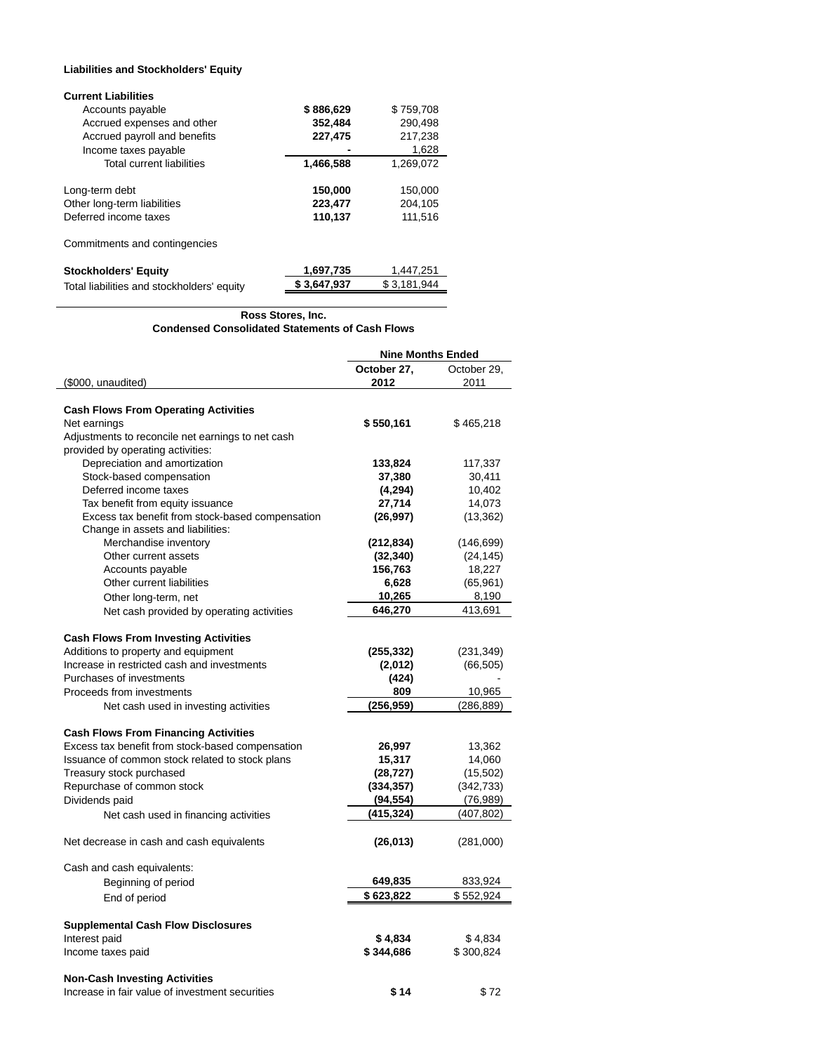**Liabilities and Stockholders' Equity**

| | | |
|---|---|---|
| **Current Liabilities** | | |
| Accounts payable | **$ 886,629** | $ 759,708 |
| Accrued expenses and other | **352,484** | 290,498 |
| Accrued payroll and benefits | **227,475** | 217,238 |
| Income taxes payable | **-** | 1,628 |
| Total current liabilities | **1,466,588** | 1,269,072 |
| | | |
| Long-term debt | **150,000** | 150,000 |
| Other long-term liabilities | **223,477** | 204,105 |
| Deferred income taxes | **110,137** | 111,516 |
| | | |
| Commitments and contingencies | | |
| | | |
| **Stockholders' Equity** | **1,697,735** | 1,447,251 |
| Total liabilities and stockholders' equity | **$ 3,647,937** | $ 3,181,944 |

**Ross Stores, Inc.**
**Condensed Consolidated Statements of Cash Flows**

| | Nine Months Ended | |
|---|---|---|
| ($000, unaudited) | **October 27, 2012** | October 29, 2011 |
| **Cash Flows From Operating Activities** | | |
| Net earnings | **$ 550,161** | $ 465,218 |
| Adjustments to reconcile net earnings to net cash provided by operating activities: | | |
| Depreciation and amortization | **133,824** | 117,337 |
| Stock-based compensation | **37,380** | 30,411 |
| Deferred income taxes | **(4,294)** | 10,402 |
| Tax benefit from equity issuance | **27,714** | 14,073 |
| Excess tax benefit from stock-based compensation | **(26,997)** | (13,362) |
| Change in assets and liabilities: | | |
| Merchandise inventory | **(212,834)** | (146,699) |
| Other current assets | **(32,340)** | (24,145) |
| Accounts payable | **156,763** | 18,227 |
| Other current liabilities | **6,628** | (65,961) |
| Other long-term, net | **10,265** | 8,190 |
| Net cash provided by operating activities | **646,270** | 413,691 |
| | | |
| **Cash Flows From Investing Activities** | | |
| Additions to property and equipment | **(255,332)** | (231,349) |
| Increase in restricted cash and investments | **(2,012)** | (66,505) |
| Purchases of investments | **(424)** | - |
| Proceeds from investments | **809** | 10,965 |
| Net cash used in investing activities | **(256,959)** | (286,889) |
| | | |
| **Cash Flows From Financing Activities** | | |
| Excess tax benefit from stock-based compensation | **26,997** | 13,362 |
| Issuance of common stock related to stock plans | **15,317** | 14,060 |
| Treasury stock purchased | **(28,727)** | (15,502) |
| Repurchase of common stock | **(334,357)** | (342,733) |
| Dividends paid | **(94,554)** | (76,989) |
| Net cash used in financing activities | **(415,324)** | (407,802) |
| | | |
| Net decrease in cash and cash equivalents | **(26,013)** | (281,000) |
| | | |
| Cash and cash equivalents: | | |
| Beginning of period | **649,835** | 833,924 |
| End of period | **$ 623,822** | $ 552,924 |
| | | |
| **Supplemental Cash Flow Disclosures** | | |
| Interest paid | **$ 4,834** | $ 4,834 |
| Income taxes paid | **$ 344,686** | $ 300,824 |
| | | |
| **Non-Cash Investing Activities** | | |
| Increase in fair value of investment securities | **$ 14** | $ 72 |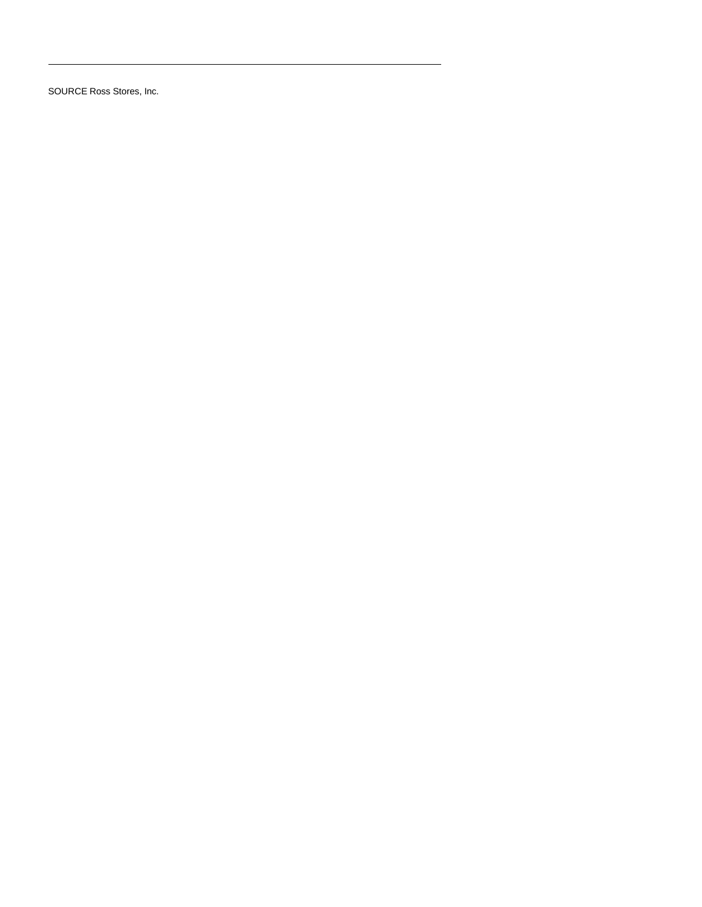---

SOURCE Ross Stores, Inc.